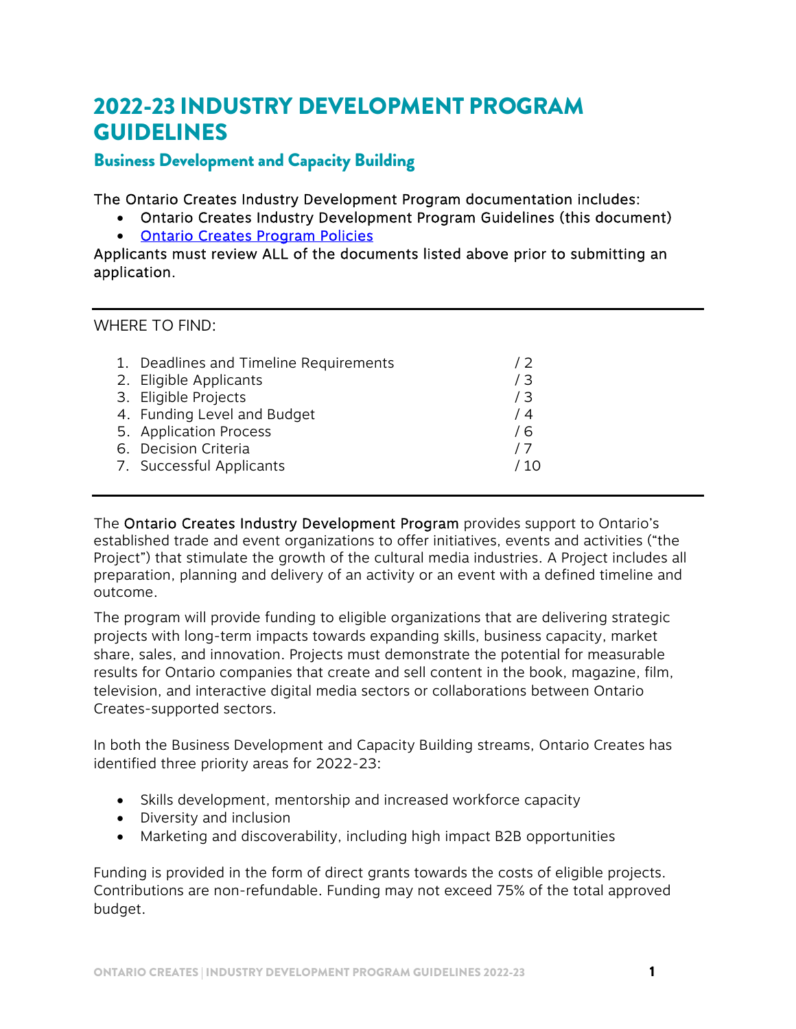# 2022-23 INDUSTRY DEVELOPMENT PROGRAM GUIDELINES

## Business Development and Capacity Building

The Ontario Creates Industry Development Program documentation includes:

- Ontario Creates Industry Development Program Guidelines (this document)
- [Ontario Creates Program Policies]()

Applicants must review ALL of the documents listed above prior to submitting an application.

---

WHERE TO FIND:

1. Deadlines and Timeline Requirements / 2
2. Eligible Applicants / 3
3. Eligible Projects / 3
4. Funding Level and Budget / 4
5. Application Process / 6
6. Decision Criteria / 7
7. Successful Applicants / 10

---

The Ontario Creates Industry Development Program provides support to Ontario's established trade and event organizations to offer initiatives, events and activities ("the Project") that stimulate the growth of the cultural media industries. A Project includes all preparation, planning and delivery of an activity or an event with a defined timeline and outcome.

The program will provide funding to eligible organizations that are delivering strategic projects with long-term impacts towards expanding skills, business capacity, market share, sales, and innovation. Projects must demonstrate the potential for measurable results for Ontario companies that create and sell content in the book, magazine, film, television, and interactive digital media sectors or collaborations between Ontario Creates-supported sectors.

In both the Business Development and Capacity Building streams, Ontario Creates has identified three priority areas for 2022-23:

- Skills development, mentorship and increased workforce capacity
- Diversity and inclusion
- Marketing and discoverability, including high impact B2B opportunities

Funding is provided in the form of direct grants towards the costs of eligible projects. Contributions are non-refundable. Funding may not exceed 75% of the total approved budget.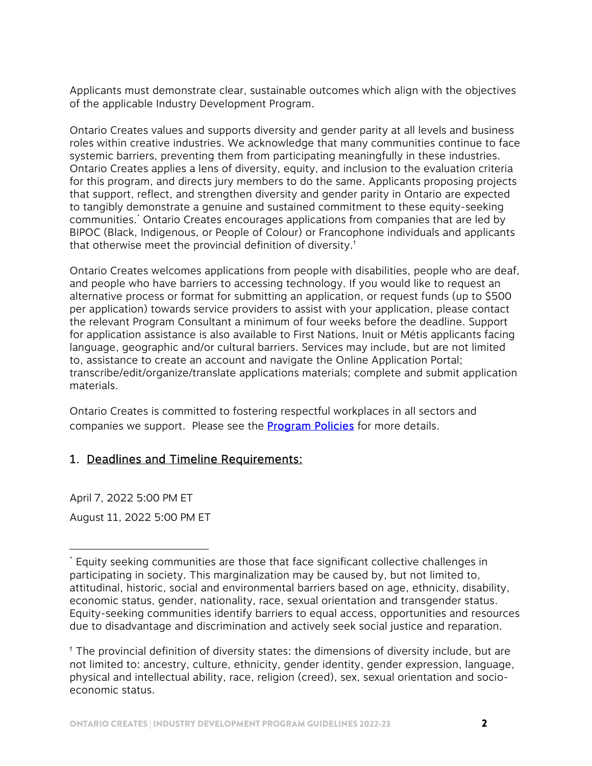Applicants must demonstrate clear, sustainable outcomes which align with the objectives of the applicable Industry Development Program.

Ontario Creates values and supports diversity and gender parity at all levels and business roles within creative industries. We acknowledge that many communities continue to face systemic barriers, preventing them from participating meaningfully in these industries. Ontario Creates applies a lens of diversity, equity, and inclusion to the evaluation criteria for this program, and directs jury members to do the same. Applicants proposing projects that support, reflect, and strengthen diversity and gender parity in Ontario are expected to tangibly demonstrate a genuine and sustained commitment to these equity-seeking communities.[*] Ontario Creates encourages applications from companies that are led by BIPOC (Black, Indigenous, or People of Colour) or Francophone individuals and applicants that otherwise meet the provincial definition of diversity.[†]

Ontario Creates welcomes applications from people with disabilities, people who are deaf, and people who have barriers to accessing technology. If you would like to request an alternative process or format for submitting an application, or request funds (up to $500 per application) towards service providers to assist with your application, please contact the relevant Program Consultant a minimum of four weeks before the deadline. Support for application assistance is also available to First Nations, Inuit or Métis applicants facing language, geographic and/or cultural barriers. Services may include, but are not limited to, assistance to create an account and navigate the Online Application Portal; transcribe/edit/organize/translate applications materials; complete and submit application materials.

Ontario Creates is committed to fostering respectful workplaces in all sectors and companies we support. Please see the [Program Policies](#) for more details.

## 1. Deadlines and Timeline Requirements:

April 7, 2022 5:00 PM ET

August 11, 2022 5:00 PM ET

---

[*] Equity seeking communities are those that face significant collective challenges in participating in society. This marginalization may be caused by, but not limited to, attitudinal, historic, social and environmental barriers based on age, ethnicity, disability, economic status, gender, nationality, race, sexual orientation and transgender status. Equity-seeking communities identify barriers to equal access, opportunities and resources due to disadvantage and discrimination and actively seek social justice and reparation.

[†] The provincial definition of diversity states: the dimensions of diversity include, but are not limited to: ancestry, culture, ethnicity, gender identity, gender expression, language, physical and intellectual ability, race, religion (creed), sex, sexual orientation and socio-economic status.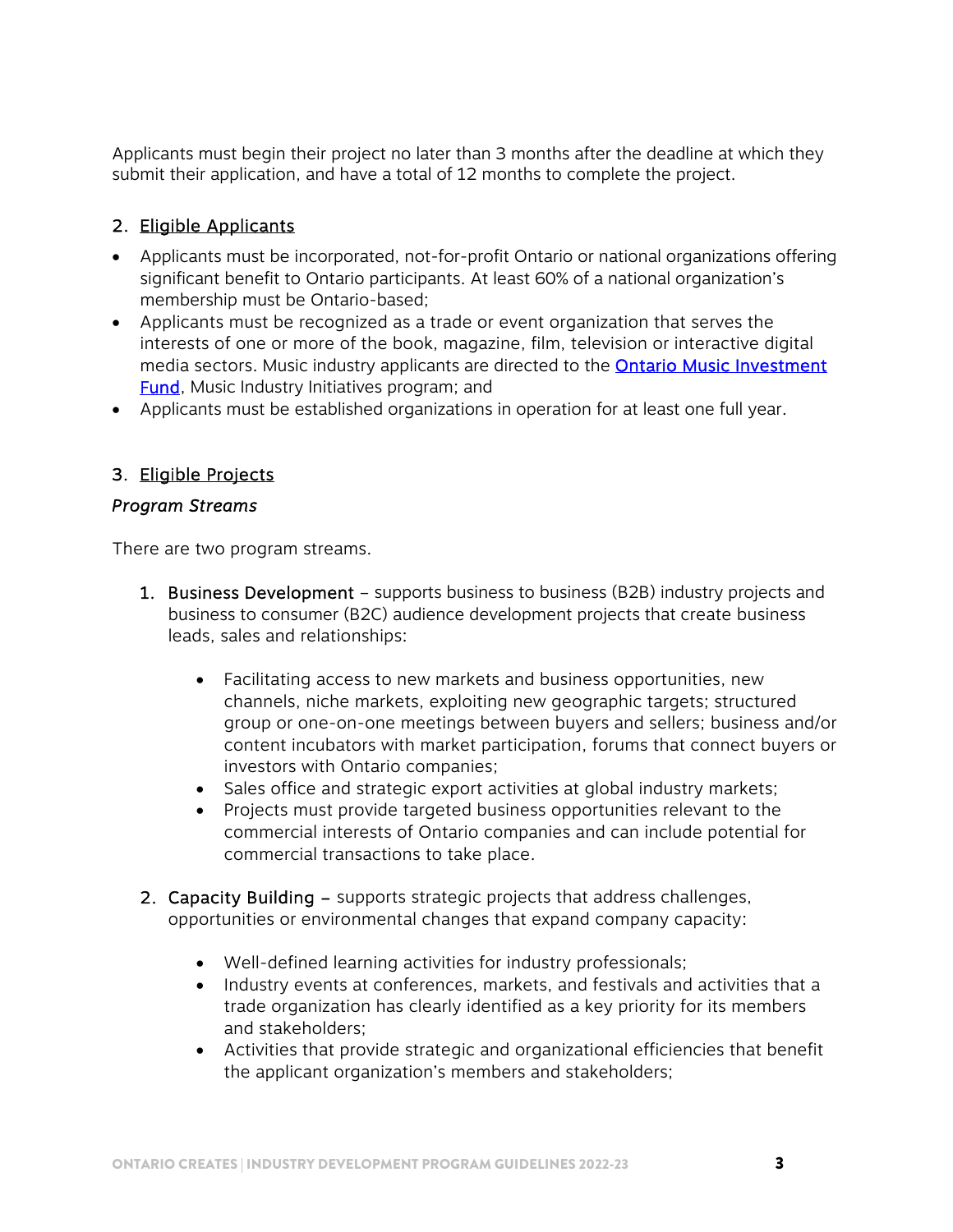Applicants must begin their project no later than 3 months after the deadline at which they submit their application, and have a total of 12 months to complete the project.

## 2. Eligible Applicants

- Applicants must be incorporated, not-for-profit Ontario or national organizations offering significant benefit to Ontario participants. At least 60% of a national organization's membership must be Ontario-based;
- Applicants must be recognized as a trade or event organization that serves the interests of one or more of the book, magazine, film, television or interactive digital media sectors. Music industry applicants are directed to the [Ontario Music Investment Fund](), Music Industry Initiatives program; and
- Applicants must be established organizations in operation for at least one full year.

## 3. Eligible Projects

### *Program Streams*

There are two program streams.

1. **Business Development** – supports business to business (B2B) industry projects and business to consumer (B2C) audience development projects that create business leads, sales and relationships:

   - Facilitating access to new markets and business opportunities, new channels, niche markets, exploiting new geographic targets; structured group or one-on-one meetings between buyers and sellers; business and/or content incubators with market participation, forums that connect buyers or investors with Ontario companies;
   - Sales office and strategic export activities at global industry markets;
   - Projects must provide targeted business opportunities relevant to the commercial interests of Ontario companies and can include potential for commercial transactions to take place.

2. **Capacity Building –** supports strategic projects that address challenges, opportunities or environmental changes that expand company capacity:

   - Well-defined learning activities for industry professionals;
   - Industry events at conferences, markets, and festivals and activities that a trade organization has clearly identified as a key priority for its members and stakeholders;
   - Activities that provide strategic and organizational efficiencies that benefit the applicant organization's members and stakeholders;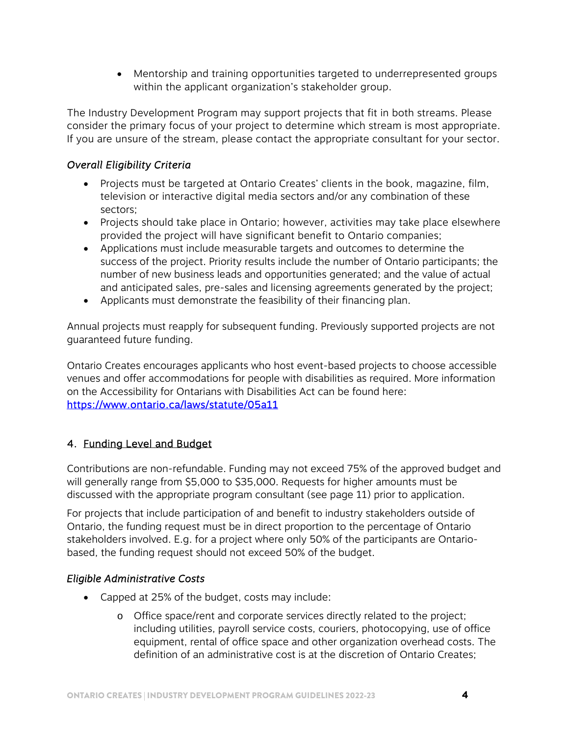- Mentorship and training opportunities targeted to underrepresented groups within the applicant organization's stakeholder group.

The Industry Development Program may support projects that fit in both streams. Please consider the primary focus of your project to determine which stream is most appropriate. If you are unsure of the stream, please contact the appropriate consultant for your sector.

*Overall Eligibility Criteria*

- Projects must be targeted at Ontario Creates' clients in the book, magazine, film, television or interactive digital media sectors and/or any combination of these sectors;
- Projects should take place in Ontario; however, activities may take place elsewhere provided the project will have significant benefit to Ontario companies;
- Applications must include measurable targets and outcomes to determine the success of the project. Priority results include the number of Ontario participants; the number of new business leads and opportunities generated; and the value of actual and anticipated sales, pre-sales and licensing agreements generated by the project;
- Applicants must demonstrate the feasibility of their financing plan.

Annual projects must reapply for subsequent funding. Previously supported projects are not guaranteed future funding.

Ontario Creates encourages applicants who host event-based projects to choose accessible venues and offer accommodations for people with disabilities as required. More information on the Accessibility for Ontarians with Disabilities Act can be found here: [https://www.ontario.ca/laws/statute/05a11](https://www.ontario.ca/laws/statute/05a11)

## 4. Funding Level and Budget

Contributions are non-refundable. Funding may not exceed 75% of the approved budget and will generally range from $5,000 to $35,000. Requests for higher amounts must be discussed with the appropriate program consultant (see page 11) prior to application.

For projects that include participation of and benefit to industry stakeholders outside of Ontario, the funding request must be in direct proportion to the percentage of Ontario stakeholders involved. E.g. for a project where only 50% of the participants are Ontario-based, the funding request should not exceed 50% of the budget.

*Eligible Administrative Costs*

- Capped at 25% of the budget, costs may include:
  - Office space/rent and corporate services directly related to the project; including utilities, payroll service costs, couriers, photocopying, use of office equipment, rental of office space and other organization overhead costs. The definition of an administrative cost is at the discretion of Ontario Creates;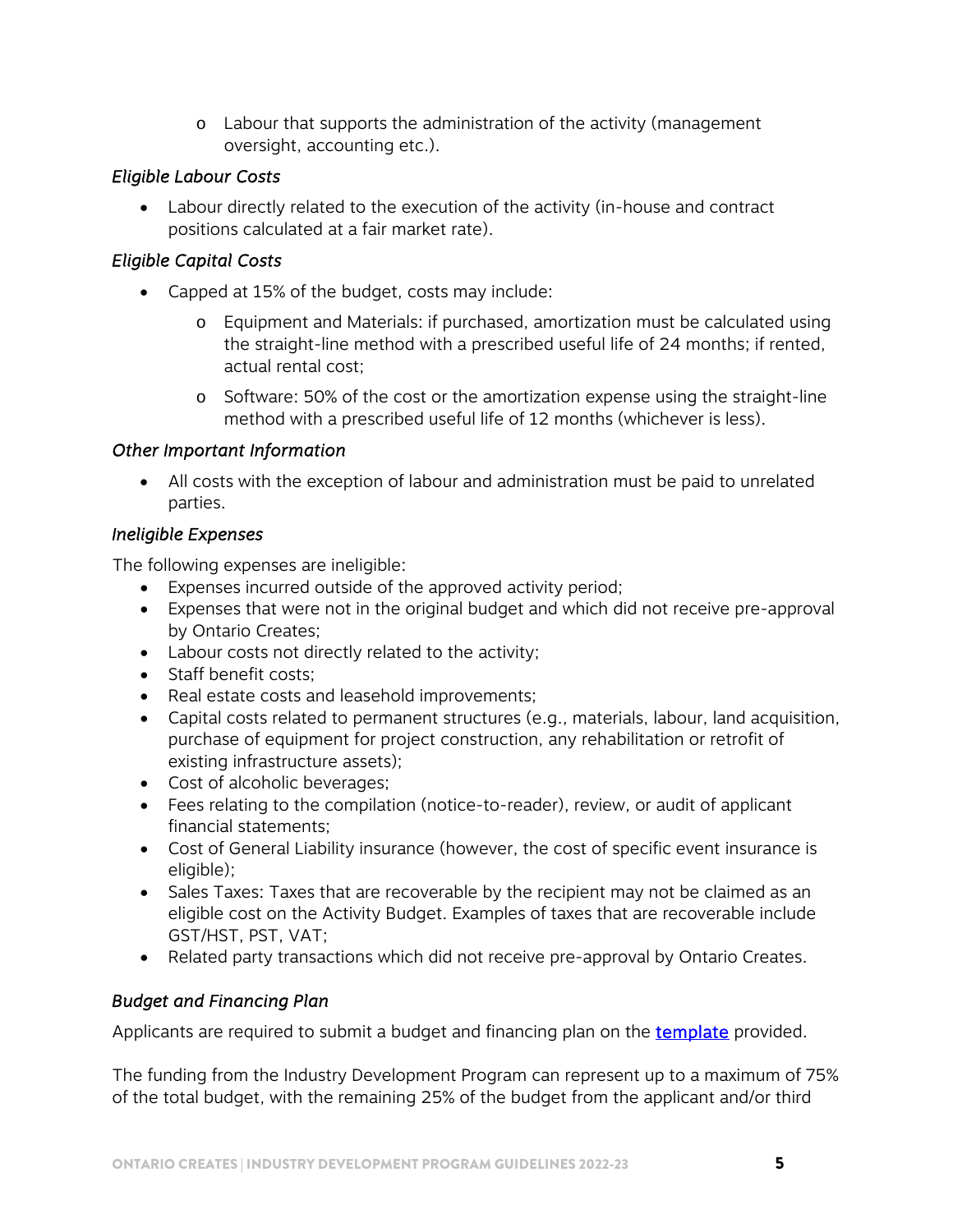- Labour that supports the administration of the activity (management oversight, accounting etc.).

*Eligible Labour Costs*

- Labour directly related to the execution of the activity (in-house and contract positions calculated at a fair market rate).

*Eligible Capital Costs*

- Capped at 15% of the budget, costs may include:
  - Equipment and Materials: if purchased, amortization must be calculated using the straight-line method with a prescribed useful life of 24 months; if rented, actual rental cost;
  - Software: 50% of the cost or the amortization expense using the straight-line method with a prescribed useful life of 12 months (whichever is less).

*Other Important Information*

- All costs with the exception of labour and administration must be paid to unrelated parties.

*Ineligible Expenses*

The following expenses are ineligible:

- Expenses incurred outside of the approved activity period;
- Expenses that were not in the original budget and which did not receive pre-approval by Ontario Creates;
- Labour costs not directly related to the activity;
- Staff benefit costs;
- Real estate costs and leasehold improvements;
- Capital costs related to permanent structures (e.g., materials, labour, land acquisition, purchase of equipment for project construction, any rehabilitation or retrofit of existing infrastructure assets);
- Cost of alcoholic beverages;
- Fees relating to the compilation (notice-to-reader), review, or audit of applicant financial statements;
- Cost of General Liability insurance (however, the cost of specific event insurance is eligible);
- Sales Taxes: Taxes that are recoverable by the recipient may not be claimed as an eligible cost on the Activity Budget. Examples of taxes that are recoverable include GST/HST, PST, VAT;
- Related party transactions which did not receive pre-approval by Ontario Creates.

*Budget and Financing Plan*

Applicants are required to submit a budget and financing plan on the [template](template) provided.

The funding from the Industry Development Program can represent up to a maximum of 75% of the total budget, with the remaining 25% of the budget from the applicant and/or third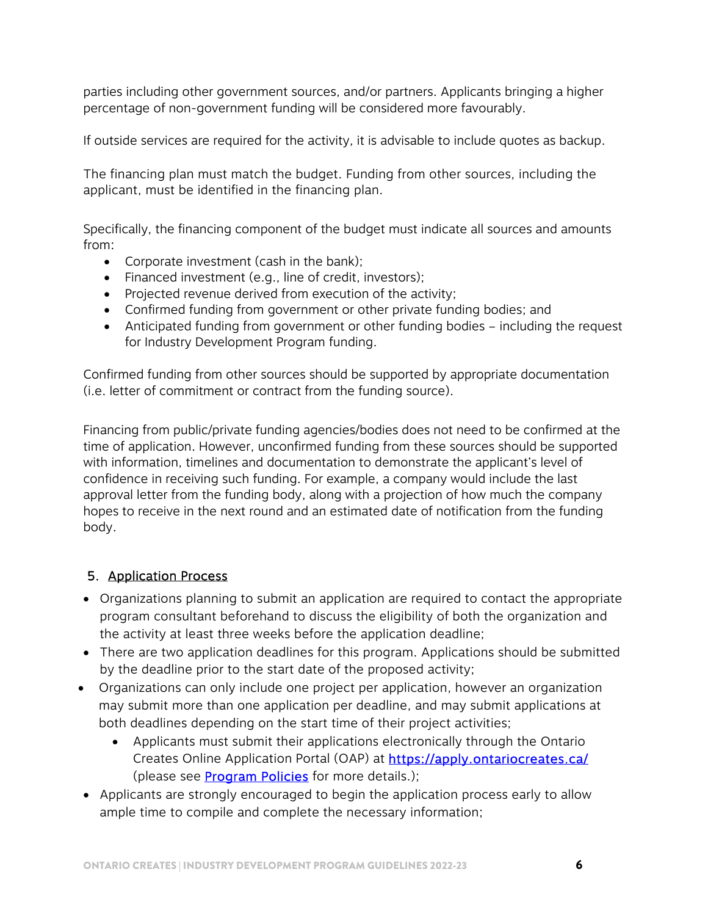parties including other government sources, and/or partners. Applicants bringing a higher percentage of non-government funding will be considered more favourably.

If outside services are required for the activity, it is advisable to include quotes as backup.

The financing plan must match the budget. Funding from other sources, including the applicant, must be identified in the financing plan.

Specifically, the financing component of the budget must indicate all sources and amounts from:

- Corporate investment (cash in the bank);
- Financed investment (e.g., line of credit, investors);
- Projected revenue derived from execution of the activity;
- Confirmed funding from government or other private funding bodies; and
- Anticipated funding from government or other funding bodies – including the request for Industry Development Program funding.

Confirmed funding from other sources should be supported by appropriate documentation (i.e. letter of commitment or contract from the funding source).

Financing from public/private funding agencies/bodies does not need to be confirmed at the time of application. However, unconfirmed funding from these sources should be supported with information, timelines and documentation to demonstrate the applicant's level of confidence in receiving such funding. For example, a company would include the last approval letter from the funding body, along with a projection of how much the company hopes to receive in the next round and an estimated date of notification from the funding body.

## 5. Application Process

- Organizations planning to submit an application are required to contact the appropriate program consultant beforehand to discuss the eligibility of both the organization and the activity at least three weeks before the application deadline;
- There are two application deadlines for this program. Applications should be submitted by the deadline prior to the start date of the proposed activity;
- Organizations can only include one project per application, however an organization may submit more than one application per deadline, and may submit applications at both deadlines depending on the start time of their project activities;
  - Applicants must submit their applications electronically through the Ontario Creates Online Application Portal (OAP) at [https://apply.ontariocreates.ca/](https://apply.ontariocreates.ca/) (please see [Program Policies]() for more details.);
- Applicants are strongly encouraged to begin the application process early to allow ample time to compile and complete the necessary information;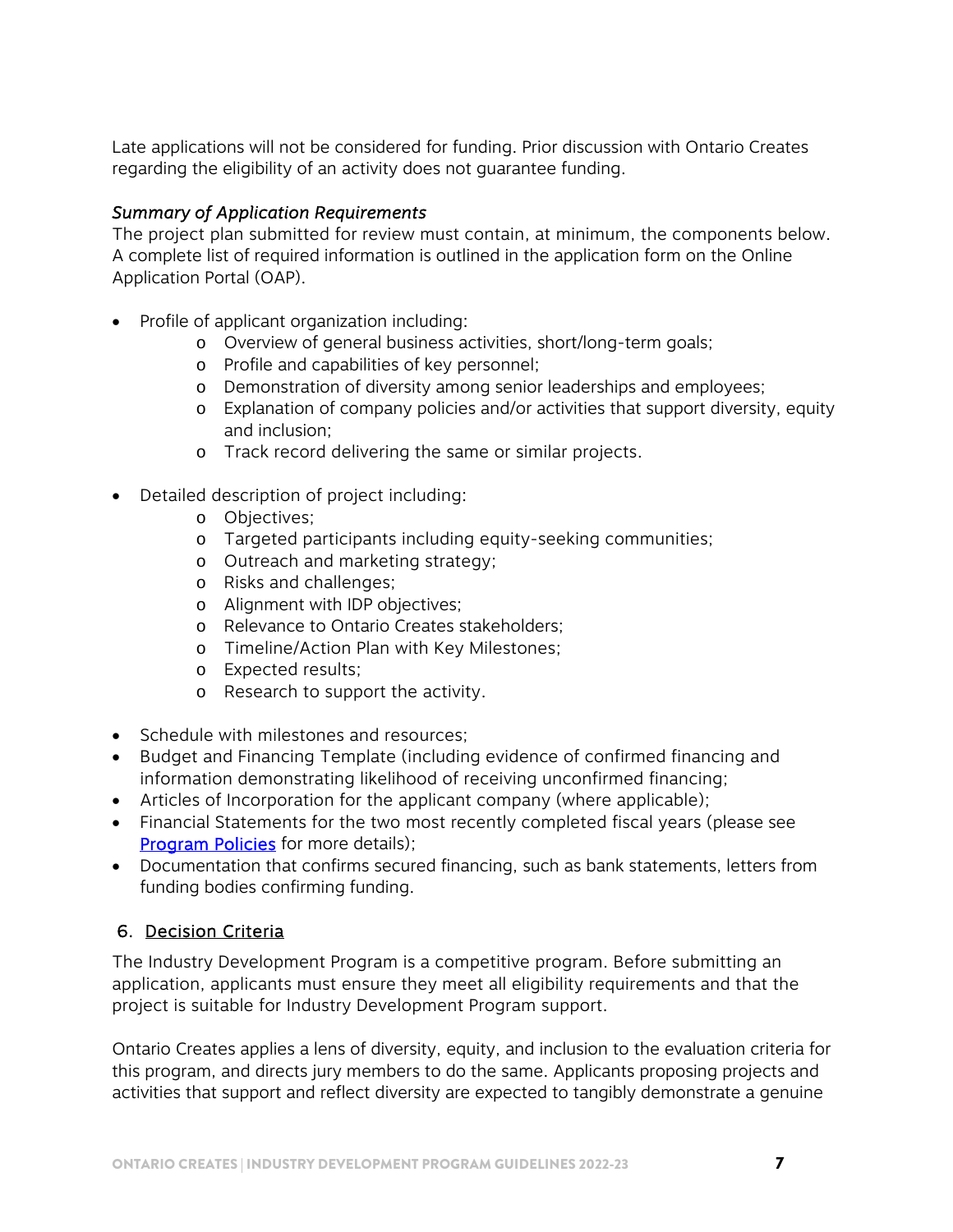Late applications will not be considered for funding. Prior discussion with Ontario Creates regarding the eligibility of an activity does not guarantee funding.

*Summary of Application Requirements*

The project plan submitted for review must contain, at minimum, the components below. A complete list of required information is outlined in the application form on the Online Application Portal (OAP).

- Profile of applicant organization including:
    - Overview of general business activities, short/long-term goals;
    - Profile and capabilities of key personnel;
    - Demonstration of diversity among senior leaderships and employees;
    - Explanation of company policies and/or activities that support diversity, equity and inclusion;
    - Track record delivering the same or similar projects.

- Detailed description of project including:
    - Objectives;
    - Targeted participants including equity-seeking communities;
    - Outreach and marketing strategy;
    - Risks and challenges;
    - Alignment with IDP objectives;
    - Relevance to Ontario Creates stakeholders;
    - Timeline/Action Plan with Key Milestones;
    - Expected results;
    - Research to support the activity.

- Schedule with milestones and resources;
- Budget and Financing Template (including evidence of confirmed financing and information demonstrating likelihood of receiving unconfirmed financing;
- Articles of Incorporation for the applicant company (where applicable);
- Financial Statements for the two most recently completed fiscal years (please see [Program Policies] for more details);
- Documentation that confirms secured financing, such as bank statements, letters from funding bodies confirming funding.

## 6. Decision Criteria

The Industry Development Program is a competitive program. Before submitting an application, applicants must ensure they meet all eligibility requirements and that the project is suitable for Industry Development Program support.

Ontario Creates applies a lens of diversity, equity, and inclusion to the evaluation criteria for this program, and directs jury members to do the same. Applicants proposing projects and activities that support and reflect diversity are expected to tangibly demonstrate a genuine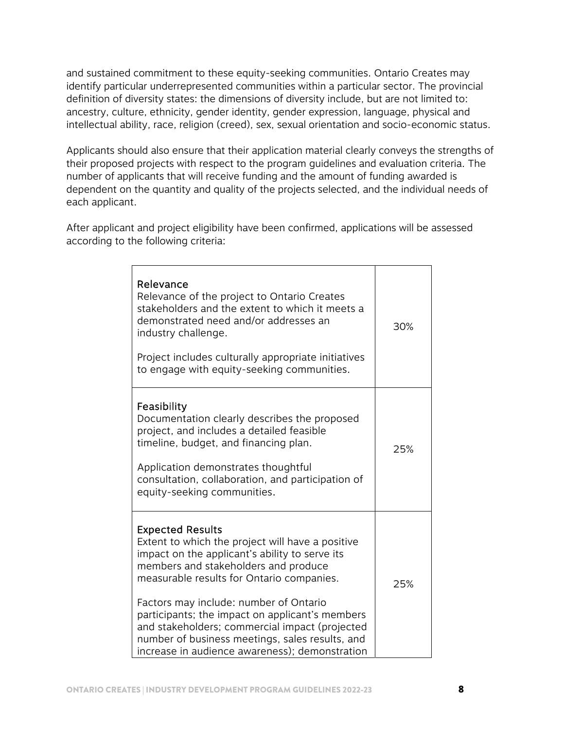and sustained commitment to these equity-seeking communities. Ontario Creates may identify particular underrepresented communities within a particular sector. The provincial definition of diversity states: the dimensions of diversity include, but are not limited to: ancestry, culture, ethnicity, gender identity, gender expression, language, physical and intellectual ability, race, religion (creed), sex, sexual orientation and socio-economic status.

Applicants should also ensure that their application material clearly conveys the strengths of their proposed projects with respect to the program guidelines and evaluation criteria. The number of applicants that will receive funding and the amount of funding awarded is dependent on the quantity and quality of the projects selected, and the individual needs of each applicant.

After applicant and project eligibility have been confirmed, applications will be assessed according to the following criteria:

| Criteria | Weight |
|---|---|
| Relevance<br>Relevance of the project to Ontario Creates stakeholders and the extent to which it meets a demonstrated need and/or addresses an industry challenge.<br><br>Project includes culturally appropriate initiatives to engage with equity-seeking communities. | 30% |
| Feasibility<br>Documentation clearly describes the proposed project, and includes a detailed feasible timeline, budget, and financing plan.<br><br>Application demonstrates thoughtful consultation, collaboration, and participation of equity-seeking communities. | 25% |
| Expected Results<br>Extent to which the project will have a positive impact on the applicant's ability to serve its members and stakeholders and produce measurable results for Ontario companies.<br><br>Factors may include: number of Ontario participants; the impact on applicant's members and stakeholders; commercial impact (projected number of business meetings, sales results, and increase in audience awareness); demonstration | 25% |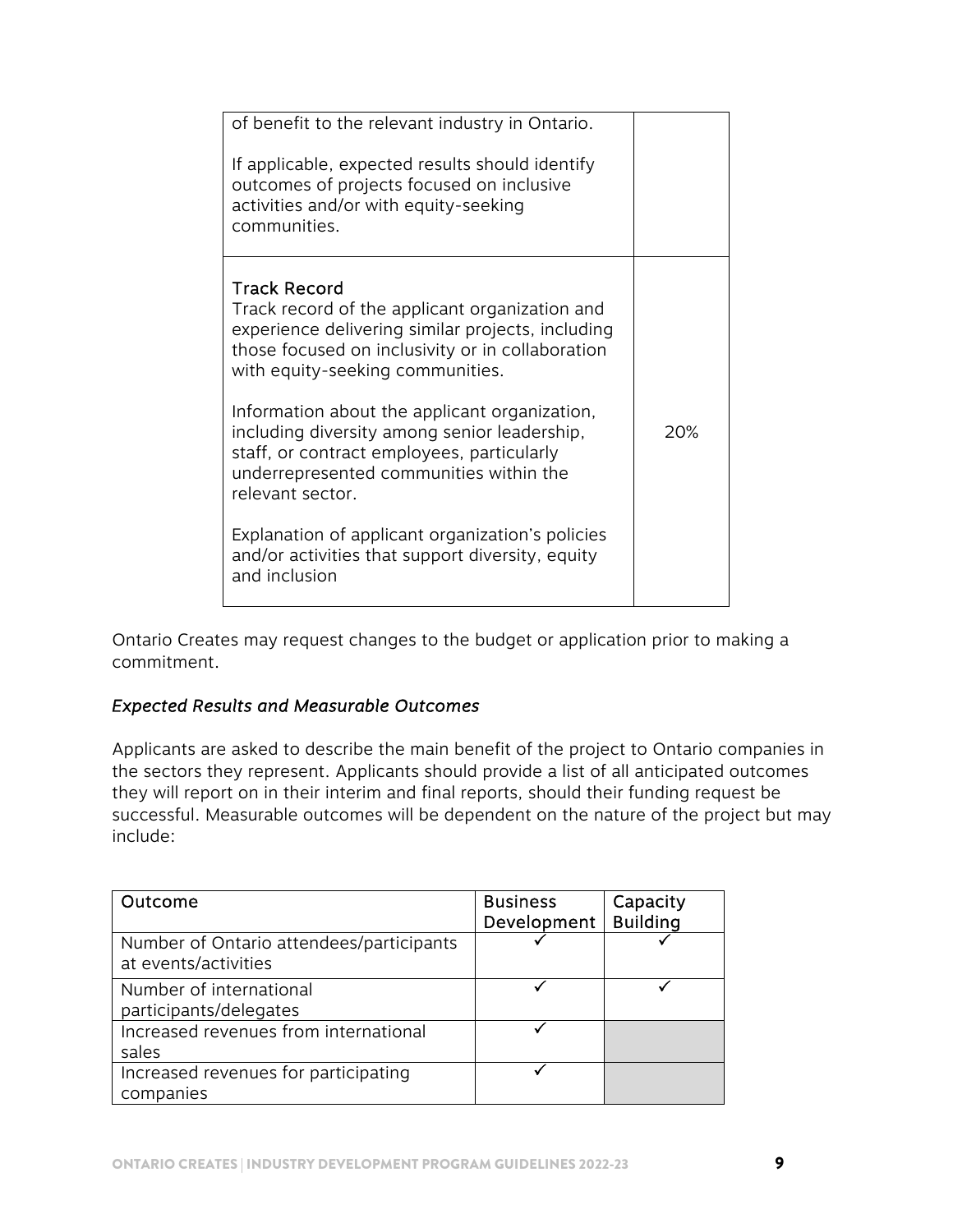| | |
|---|---|
| of benefit to the relevant industry in Ontario.<br><br>If applicable, expected results should identify outcomes of projects focused on inclusive activities and/or with equity-seeking communities. | |
| **Track Record**<br>Track record of the applicant organization and experience delivering similar projects, including those focused on inclusivity or in collaboration with equity-seeking communities.<br><br>Information about the applicant organization, including diversity among senior leadership, staff, or contract employees, particularly underrepresented communities within the relevant sector.<br><br>Explanation of applicant organization's policies and/or activities that support diversity, equity and inclusion | 20% |

Ontario Creates may request changes to the budget or application prior to making a commitment.

### *Expected Results and Measurable Outcomes*

Applicants are asked to describe the main benefit of the project to Ontario companies in the sectors they represent. Applicants should provide a list of all anticipated outcomes they will report on in their interim and final reports, should their funding request be successful. Measurable outcomes will be dependent on the nature of the project but may include:

| Outcome | Business Development | Capacity Building |
|---|---|---|
| Number of Ontario attendees/participants at events/activities | ✓ | ✓ |
| Number of international participants/delegates | ✓ | ✓ |
| Increased revenues from international sales | ✓ | |
| Increased revenues for participating companies | ✓ | |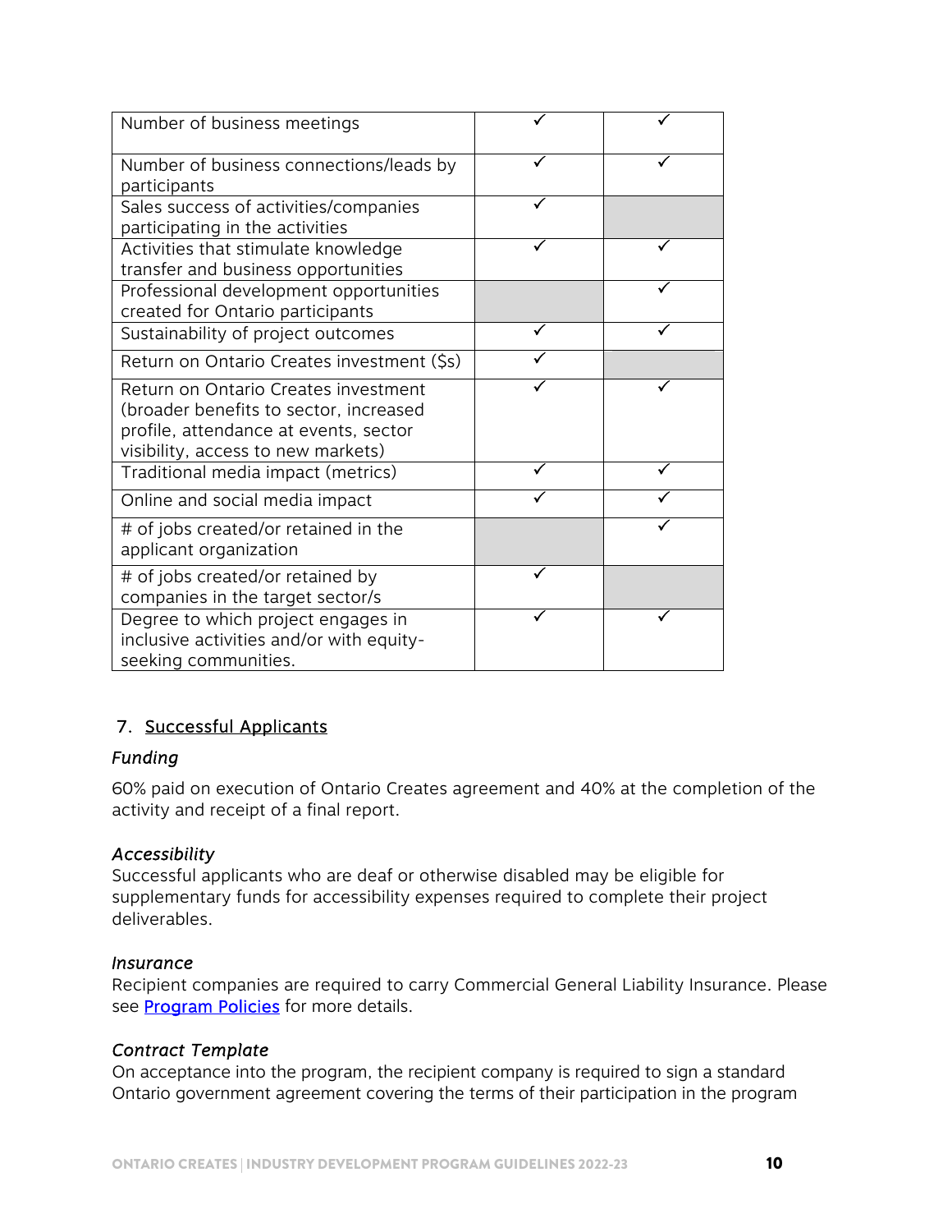| | | |
|---|---|---|
| Number of business meetings | ✓ | ✓ |
| Number of business connections/leads by participants | ✓ | ✓ |
| Sales success of activities/companies participating in the activities | ✓ | |
| Activities that stimulate knowledge transfer and business opportunities | ✓ | ✓ |
| Professional development opportunities created for Ontario participants | | ✓ |
| Sustainability of project outcomes | ✓ | ✓ |
| Return on Ontario Creates investment ($s) | ✓ | |
| Return on Ontario Creates investment (broader benefits to sector, increased profile, attendance at events, sector visibility, access to new markets) | ✓ | ✓ |
| Traditional media impact (metrics) | ✓ | ✓ |
| Online and social media impact | ✓ | ✓ |
| # of jobs created/or retained in the applicant organization | | ✓ |
| # of jobs created/or retained by companies in the target sector/s | ✓ | |
| Degree to which project engages in inclusive activities and/or with equity-seeking communities. | ✓ | ✓ |

## 7. Successful Applicants

*Funding*

60% paid on execution of Ontario Creates agreement and 40% at the completion of the activity and receipt of a final report.

*Accessibility*

Successful applicants who are deaf or otherwise disabled may be eligible for supplementary funds for accessibility expenses required to complete their project deliverables.

*Insurance*

Recipient companies are required to carry Commercial General Liability Insurance. Please see Program Policies for more details.

*Contract Template*

On acceptance into the program, the recipient company is required to sign a standard Ontario government agreement covering the terms of their participation in the program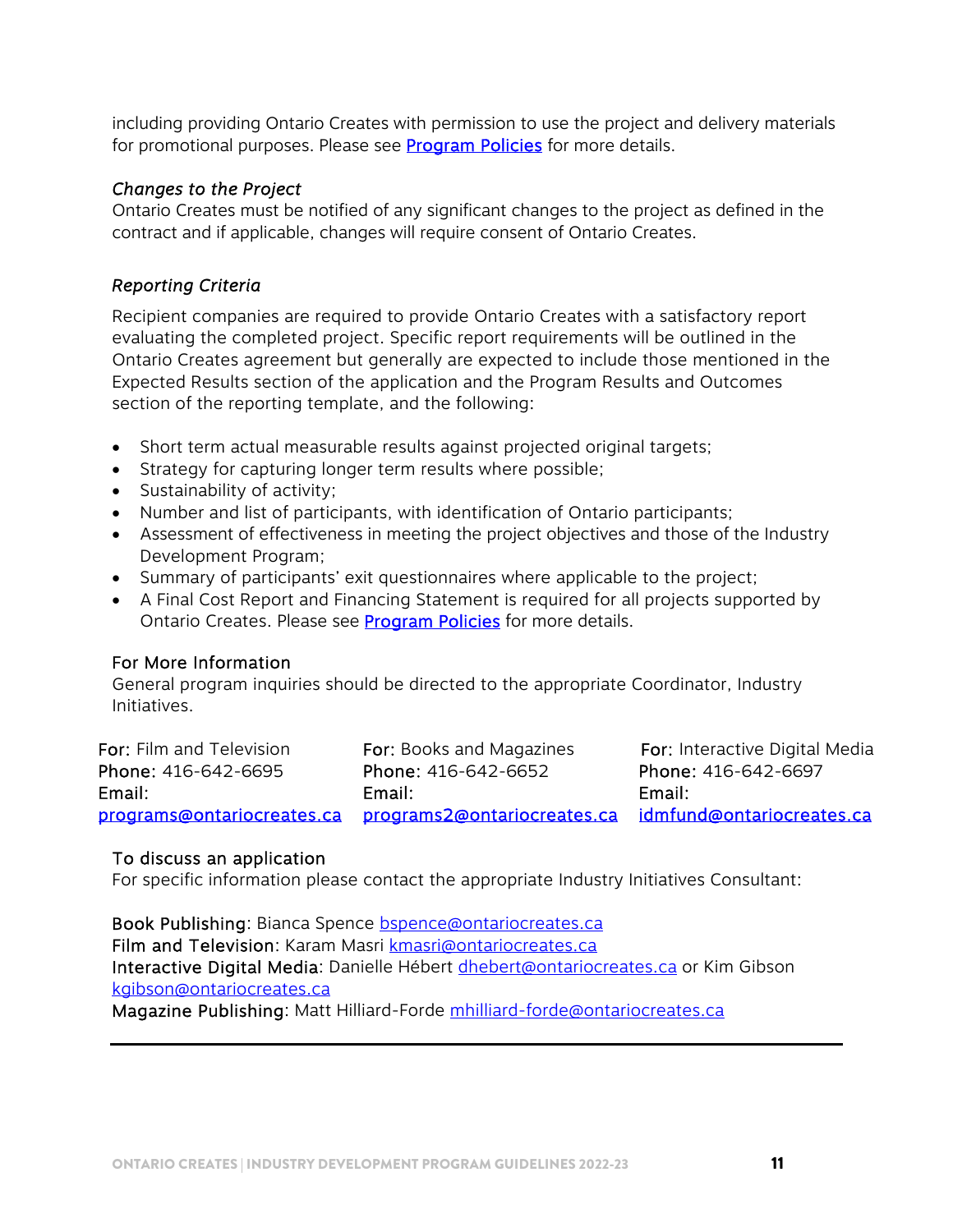including providing Ontario Creates with permission to use the project and delivery materials for promotional purposes. Please see [Program Policies](#) for more details.

### *Changes to the Project*

Ontario Creates must be notified of any significant changes to the project as defined in the contract and if applicable, changes will require consent of Ontario Creates.

### *Reporting Criteria*

Recipient companies are required to provide Ontario Creates with a satisfactory report evaluating the completed project. Specific report requirements will be outlined in the Ontario Creates agreement but generally are expected to include those mentioned in the Expected Results section of the application and the Program Results and Outcomes section of the reporting template, and the following:

- Short term actual measurable results against projected original targets;
- Strategy for capturing longer term results where possible;
- Sustainability of activity;
- Number and list of participants, with identification of Ontario participants;
- Assessment of effectiveness in meeting the project objectives and those of the Industry Development Program;
- Summary of participants' exit questionnaires where applicable to the project;
- A Final Cost Report and Financing Statement is required for all projects supported by Ontario Creates. Please see [Program Policies](#) for more details.

### For More Information

General program inquiries should be directed to the appropriate Coordinator, Industry Initiatives.

| For: Film and Television | For: Books and Magazines | For: Interactive Digital Media |
|---|---|---|
| Phone: 416-642-6695 | Phone: 416-642-6652 | Phone: 416-642-6697 |
| Email: programs@ontariocreates.ca | Email: programs2@ontariocreates.ca | Email: idmfund@ontariocreates.ca |

### To discuss an application

For specific information please contact the appropriate Industry Initiatives Consultant:

Book Publishing: Bianca Spence bspence@ontariocreates.ca
Film and Television: Karam Masri kmasri@ontariocreates.ca
Interactive Digital Media: Danielle Hébert dhebert@ontariocreates.ca or Kim Gibson kgibson@ontariocreates.ca
Magazine Publishing: Matt Hilliard-Forde mhilliard-forde@ontariocreates.ca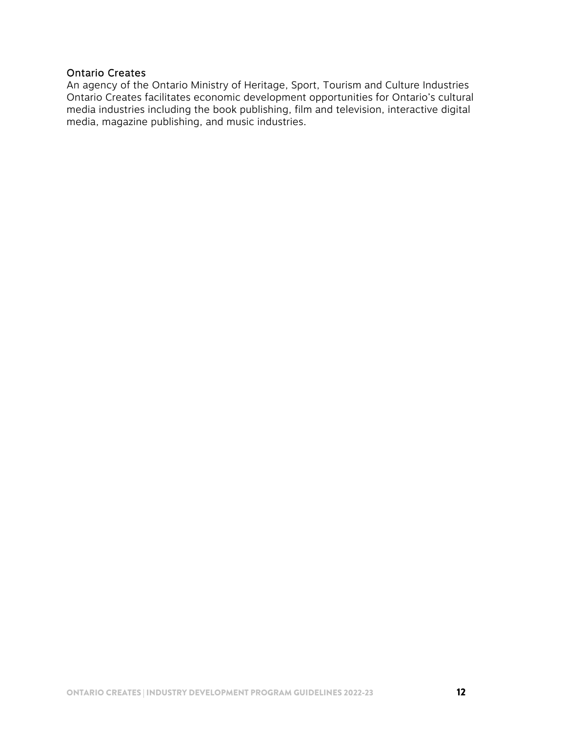### Ontario Creates

An agency of the Ontario Ministry of Heritage, Sport, Tourism and Culture Industries
Ontario Creates facilitates economic development opportunities for Ontario's cultural media industries including the book publishing, film and television, interactive digital media, magazine publishing, and music industries.